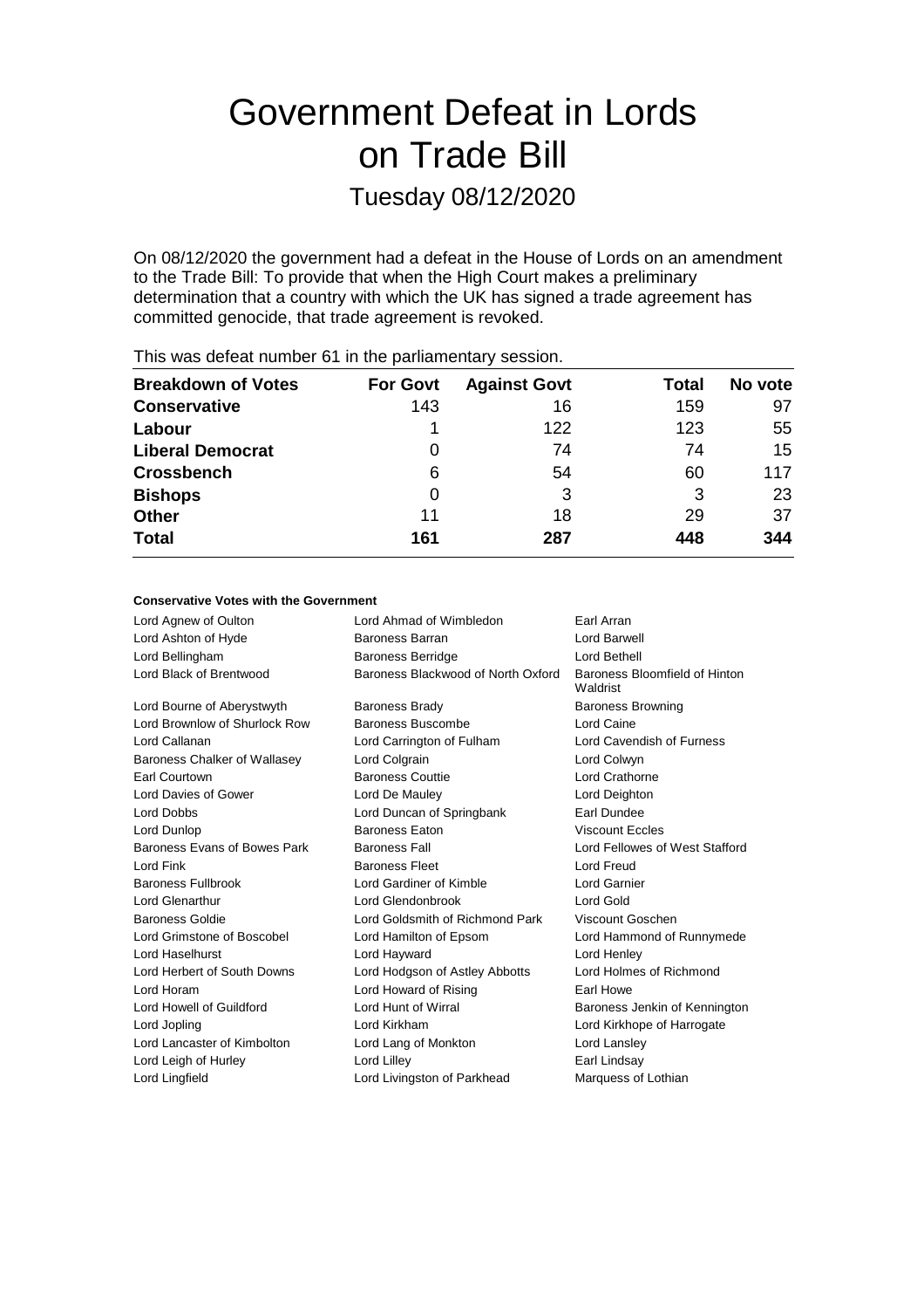# Government Defeat in Lords on Trade Bill

## Tuesday 08/12/2020

On 08/12/2020 the government had a defeat in the House of Lords on an amendment to the Trade Bill: To provide that when the High Court makes a preliminary determination that a country with which the UK has signed a trade agreement has committed genocide, that trade agreement is revoked.

This was defeat number 61 in the parliamentary session.

| Breakdown of Votes | For Govt | Against Govt | Total | No vote |
|---|---|---|---|---|
| **Conservative** | 143 | 16 | 159 | 97 |
| **Labour** | 1 | 122 | 123 | 55 |
| **Liberal Democrat** | 0 | 74 | 74 | 15 |
| **Crossbench** | 6 | 54 | 60 | 117 |
| **Bishops** | 0 | 3 | 3 | 23 |
| **Other** | 11 | 18 | 29 | 37 |
| **Total** | 161 | 287 | 448 | 344 |

**Conservative Votes with the Government**

| | | |
|---|---|---|
| Lord Agnew of Oulton | Lord Ahmad of Wimbledon | Earl Arran |
| Lord Ashton of Hyde | Baroness Barran | Lord Barwell |
| Lord Bellingham | Baroness Berridge | Lord Bethell |
| Lord Black of Brentwood | Baroness Blackwood of North Oxford | Baroness Bloomfield of Hinton Waldrist |
| Lord Bourne of Aberystwyth | Baroness Brady | Baroness Browning |
| Lord Brownlow of Shurlock Row | Baroness Buscombe | Lord Caine |
| Lord Callanan | Lord Carrington of Fulham | Lord Cavendish of Furness |
| Baroness Chalker of Wallasey | Lord Colgrain | Lord Colwyn |
| Earl Courtown | Baroness Couttie | Lord Crathorne |
| Lord Davies of Gower | Lord De Mauley | Lord Deighton |
| Lord Dobbs | Lord Duncan of Springbank | Earl Dundee |
| Lord Dunlop | Baroness Eaton | Viscount Eccles |
| Baroness Evans of Bowes Park | Baroness Fall | Lord Fellowes of West Stafford |
| Lord Fink | Baroness Fleet | Lord Freud |
| Baroness Fullbrook | Lord Gardiner of Kimble | Lord Garnier |
| Lord Glenarthur | Lord Glendonbrook | Lord Gold |
| Baroness Goldie | Lord Goldsmith of Richmond Park | Viscount Goschen |
| Lord Grimstone of Boscobel | Lord Hamilton of Epsom | Lord Hammond of Runnymede |
| Lord Haselhurst | Lord Hayward | Lord Henley |
| Lord Herbert of South Downs | Lord Hodgson of Astley Abbotts | Lord Holmes of Richmond |
| Lord Horam | Lord Howard of Rising | Earl Howe |
| Lord Howell of Guildford | Lord Hunt of Wirral | Baroness Jenkin of Kennington |
| Lord Jopling | Lord Kirkham | Lord Kirkhope of Harrogate |
| Lord Lancaster of Kimbolton | Lord Lang of Monkton | Lord Lansley |
| Lord Leigh of Hurley | Lord Lilley | Earl Lindsay |
| Lord Lingfield | Lord Livingston of Parkhead | Marquess of Lothian |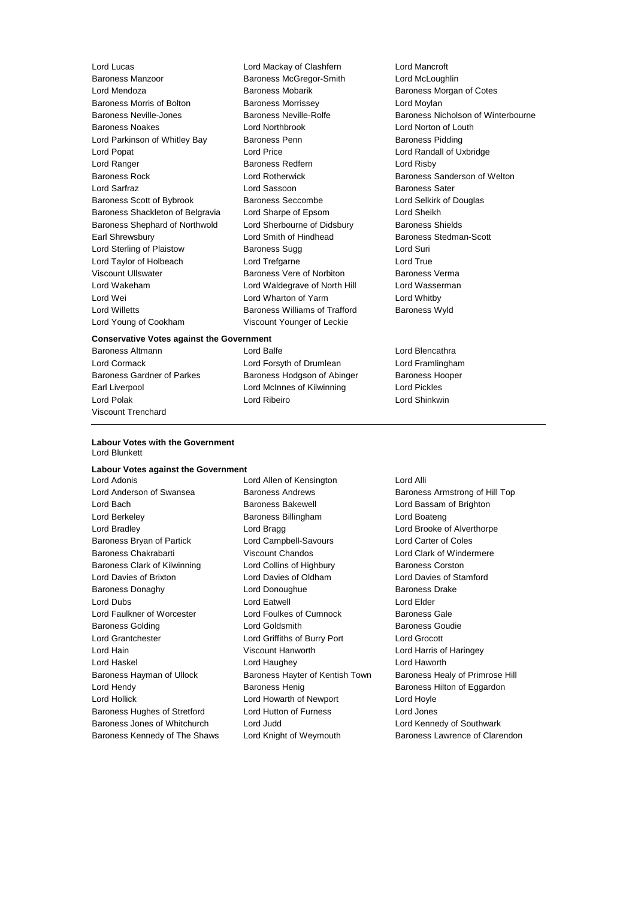Lord Lucas
Lord Mackay of Clashfern
Lord Mancroft
Baroness Manzoor
Baroness McGregor-Smith
Lord McLoughlin
Lord Mendoza
Baroness Mobarik
Baroness Morgan of Cotes
Baroness Morris of Bolton
Baroness Morrissey
Lord Moylan
Baroness Neville-Jones
Baroness Neville-Rolfe
Baroness Nicholson of Winterbourne
Baroness Noakes
Lord Northbrook
Lord Norton of Louth
Lord Parkinson of Whitley Bay
Baroness Penn
Baroness Pidding
Lord Popat
Lord Price
Lord Randall of Uxbridge
Lord Ranger
Baroness Redfern
Lord Risby
Baroness Rock
Lord Rotherwick
Baroness Sanderson of Welton
Lord Sarfraz
Lord Sassoon
Baroness Sater
Baroness Scott of Bybrook
Baroness Seccombe
Lord Selkirk of Douglas
Baroness Shackleton of Belgravia
Lord Sharpe of Epsom
Lord Sheikh
Baroness Shephard of Northwold
Lord Sherbourne of Didsbury
Baroness Shields
Earl Shrewsbury
Lord Smith of Hindhead
Baroness Stedman-Scott
Lord Sterling of Plaistow
Baroness Sugg
Lord Suri
Lord Taylor of Holbeach
Lord Trefgarne
Lord True
Viscount Ullswater
Baroness Vere of Norbiton
Baroness Verma
Lord Wakeham
Lord Waldegrave of North Hill
Lord Wasserman
Lord Wei
Lord Wharton of Yarm
Lord Whitby
Lord Willetts
Baroness Williams of Trafford
Baroness Wyld
Lord Young of Cookham
Viscount Younger of Leckie

**Conservative Votes against the Government**

Baroness Altmann
Lord Balfe
Lord Blencathra
Lord Cormack
Lord Forsyth of Drumlean
Lord Framlingham
Baroness Gardner of Parkes
Baroness Hodgson of Abinger
Baroness Hooper
Earl Liverpool
Lord McInnes of Kilwinning
Lord Pickles
Lord Polak
Lord Ribeiro
Lord Shinkwin
Viscount Trenchard

---

**Labour Votes with the Government**

Lord Blunkett

**Labour Votes against the Government**

Lord Adonis
Lord Allen of Kensington
Lord Alli
Lord Anderson of Swansea
Baroness Andrews
Baroness Armstrong of Hill Top
Lord Bach
Baroness Bakewell
Lord Bassam of Brighton
Lord Berkeley
Baroness Billingham
Lord Boateng
Lord Bradley
Lord Bragg
Lord Brooke of Alverthorpe
Baroness Bryan of Partick
Lord Campbell-Savours
Lord Carter of Coles
Baroness Chakrabarti
Viscount Chandos
Lord Clark of Windermere
Baroness Clark of Kilwinning
Lord Collins of Highbury
Baroness Corston
Lord Davies of Brixton
Lord Davies of Oldham
Lord Davies of Stamford
Baroness Donaghy
Lord Donoughue
Baroness Drake
Lord Dubs
Lord Eatwell
Lord Elder
Lord Faulkner of Worcester
Lord Foulkes of Cumnock
Baroness Gale
Baroness Golding
Lord Goldsmith
Baroness Goudie
Lord Grantchester
Lord Griffiths of Burry Port
Lord Grocott
Lord Hain
Viscount Hanworth
Lord Harris of Haringey
Lord Haskel
Lord Haughey
Lord Haworth
Baroness Hayman of Ullock
Baroness Hayter of Kentish Town
Baroness Healy of Primrose Hill
Lord Hendy
Baroness Henig
Baroness Hilton of Eggardon
Lord Hollick
Lord Howarth of Newport
Lord Hoyle
Baroness Hughes of Stretford
Lord Hutton of Furness
Lord Jones
Baroness Jones of Whitchurch
Lord Judd
Lord Kennedy of Southwark
Baroness Kennedy of The Shaws
Lord Knight of Weymouth
Baroness Lawrence of Clarendon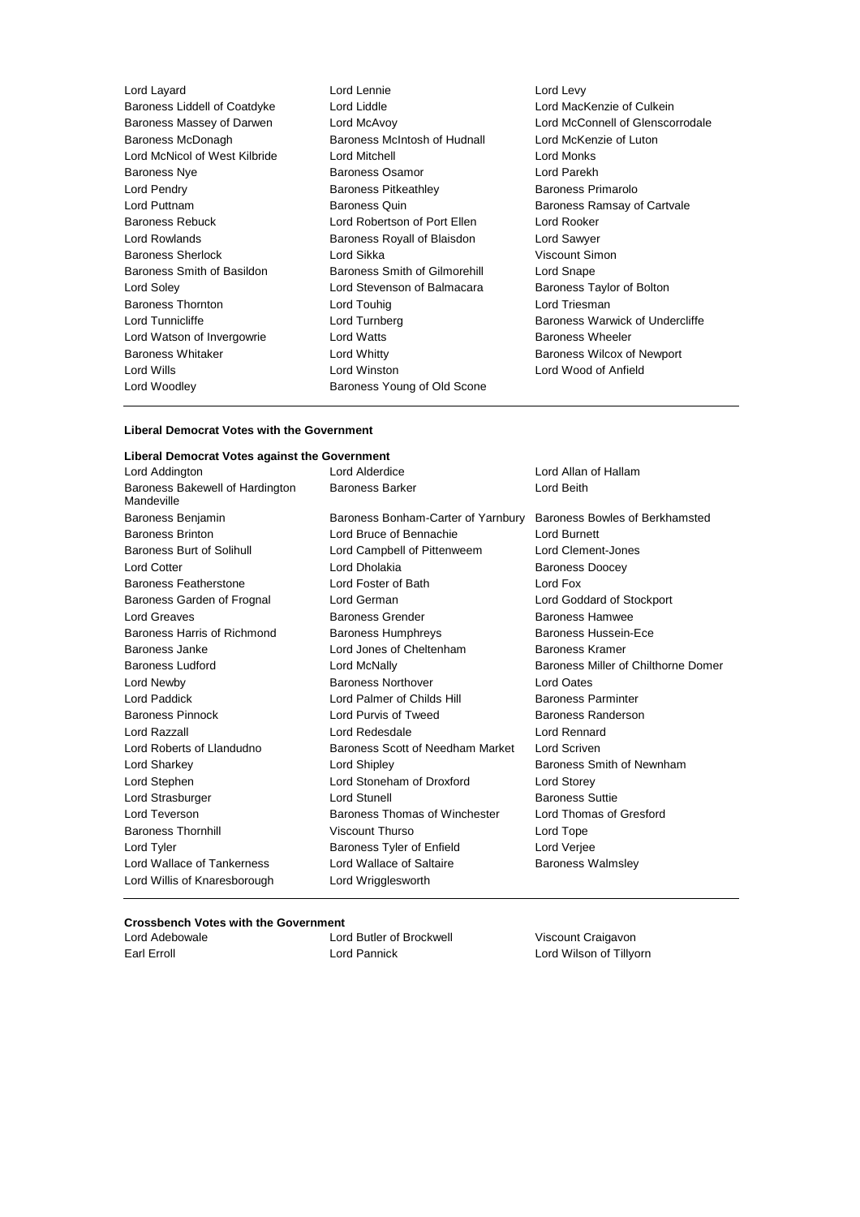Lord Layard
Lord Lennie
Lord Levy
Baroness Liddell of Coatdyke
Lord Liddle
Lord MacKenzie of Culkein
Baroness Massey of Darwen
Lord McAvoy
Lord McConnell of Glenscorrodale
Baroness McDonagh
Baroness McIntosh of Hudnall
Lord McKenzie of Luton
Lord McNicol of West Kilbride
Lord Mitchell
Lord Monks
Baroness Nye
Baroness Osamor
Lord Parekh
Lord Pendry
Baroness Pitkeathley
Baroness Primarolo
Lord Puttnam
Baroness Quin
Baroness Ramsay of Cartvale
Baroness Rebuck
Lord Robertson of Port Ellen
Lord Rooker
Lord Rowlands
Baroness Royall of Blaisdon
Lord Sawyer
Baroness Sherlock
Lord Sikka
Viscount Simon
Baroness Smith of Basildon
Baroness Smith of Gilmorehill
Lord Snape
Lord Soley
Lord Stevenson of Balmacara
Baroness Taylor of Bolton
Baroness Thornton
Lord Touhig
Lord Triesman
Lord Tunnicliffe
Lord Turnberg
Baroness Warwick of Undercliffe
Lord Watson of Invergowrie
Lord Watts
Baroness Wheeler
Baroness Whitaker
Lord Whitty
Baroness Wilcox of Newport
Lord Wills
Lord Winston
Lord Wood of Anfield
Lord Woodley
Baroness Young of Old Scone

**Liberal Democrat Votes with the Government**

**Liberal Democrat Votes against the Government**

Lord Addington
Lord Alderdice
Lord Allan of Hallam
Baroness Bakewell of Hardington Mandeville
Baroness Barker
Lord Beith
Baroness Benjamin
Baroness Bonham-Carter of Yarnbury
Baroness Bowles of Berkhamsted
Baroness Brinton
Lord Bruce of Bennachie
Lord Burnett
Baroness Burt of Solihull
Lord Campbell of Pittenweem
Lord Clement-Jones
Lord Cotter
Lord Dholakia
Baroness Doocey
Baroness Featherstone
Lord Foster of Bath
Lord Fox
Baroness Garden of Frognal
Lord German
Lord Goddard of Stockport
Lord Greaves
Baroness Grender
Baroness Hamwee
Baroness Harris of Richmond
Baroness Humphreys
Baroness Hussein-Ece
Baroness Janke
Lord Jones of Cheltenham
Baroness Kramer
Baroness Ludford
Lord McNally
Baroness Miller of Chilthorne Domer
Lord Newby
Baroness Northover
Lord Oates
Lord Paddick
Lord Palmer of Childs Hill
Baroness Parminter
Baroness Pinnock
Lord Purvis of Tweed
Baroness Randerson
Lord Razzall
Lord Redesdale
Lord Rennard
Lord Roberts of Llandudno
Baroness Scott of Needham Market
Lord Scriven
Lord Sharkey
Lord Shipley
Baroness Smith of Newnham
Lord Stephen
Lord Stoneham of Droxford
Lord Storey
Lord Strasburger
Lord Stunell
Baroness Suttie
Lord Teverson
Baroness Thomas of Winchester
Lord Thomas of Gresford
Baroness Thornhill
Viscount Thurso
Lord Tope
Lord Tyler
Baroness Tyler of Enfield
Lord Verjee
Lord Wallace of Tankerness
Lord Wallace of Saltaire
Baroness Walmsley
Lord Willis of Knaresborough
Lord Wrigglesworth

**Crossbench Votes with the Government**

Lord Adebowale
Lord Butler of Brockwell
Viscount Craigavon
Earl Erroll
Lord Pannick
Lord Wilson of Tillyorn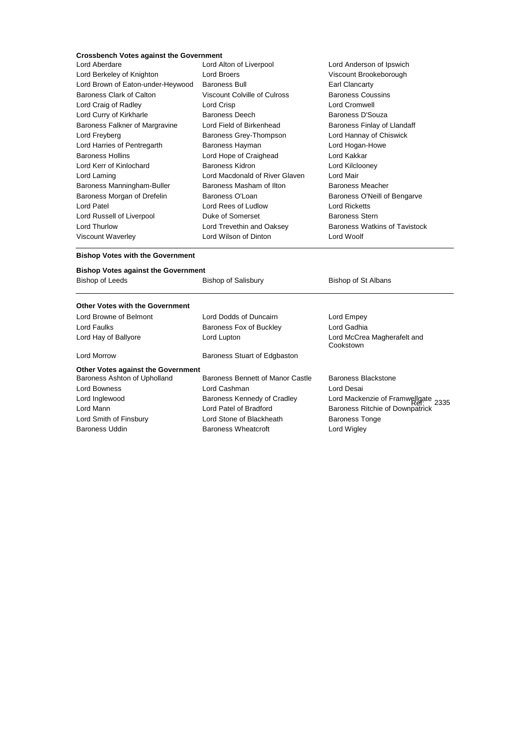**Crossbench Votes against the Government**

| | | |
|---|---|---|
| Lord Aberdare | Lord Alton of Liverpool | Lord Anderson of Ipswich |
| Lord Berkeley of Knighton | Lord Broers | Viscount Brookeborough |
| Lord Brown of Eaton-under-Heywood | Baroness Bull | Earl Clancarty |
| Baroness Clark of Calton | Viscount Colville of Culross | Baroness Coussins |
| Lord Craig of Radley | Lord Crisp | Lord Cromwell |
| Lord Curry of Kirkharle | Baroness Deech | Baroness D'Souza |
| Baroness Falkner of Margravine | Lord Field of Birkenhead | Baroness Finlay of Llandaff |
| Lord Freyberg | Baroness Grey-Thompson | Lord Hannay of Chiswick |
| Lord Harries of Pentregarth | Baroness Hayman | Lord Hogan-Howe |
| Baroness Hollins | Lord Hope of Craighead | Lord Kakkar |
| Lord Kerr of Kinlochard | Baroness Kidron | Lord Kilclooney |
| Lord Laming | Lord Macdonald of River Glaven | Lord Mair |
| Baroness Manningham-Buller | Baroness Masham of Ilton | Baroness Meacher |
| Baroness Morgan of Drefelin | Baroness O'Loan | Baroness O'Neill of Bengarve |
| Lord Patel | Lord Rees of Ludlow | Lord Ricketts |
| Lord Russell of Liverpool | Duke of Somerset | Baroness Stern |
| Lord Thurlow | Lord Trevethin and Oaksey | Baroness Watkins of Tavistock |
| Viscount Waverley | Lord Wilson of Dinton | Lord Woolf |

**Bishop Votes with the Government**

**Bishop Votes against the Government**

| | | |
|---|---|---|
| Bishop of Leeds | Bishop of Salisbury | Bishop of St Albans |

**Other Votes with the Government**

| | | |
|---|---|---|
| Lord Browne of Belmont | Lord Dodds of Duncairn | Lord Empey |
| Lord Faulks | Baroness Fox of Buckley | Lord Gadhia |
| Lord Hay of Ballyore | Lord Lupton | Lord McCrea Magherafelt and Cookstown |
| Lord Morrow | Baroness Stuart of Edgbaston | |

**Other Votes against the Government**

| | | |
|---|---|---|
| Baroness Ashton of Upholland | Baroness Bennett of Manor Castle | Baroness Blackstone |
| Lord Bowness | Lord Cashman | Lord Desai |
| Lord Inglewood | Baroness Kennedy of Cradley | Lord Mackenzie of Framwellgate |
| Lord Mann | Lord Patel of Bradford | Baroness Ritchie of Downpatrick |
| Lord Smith of Finsbury | Lord Stone of Blackheath | Baroness Tonge |
| Baroness Uddin | Baroness Wheatcroft | Lord Wigley |

Ref: 2335